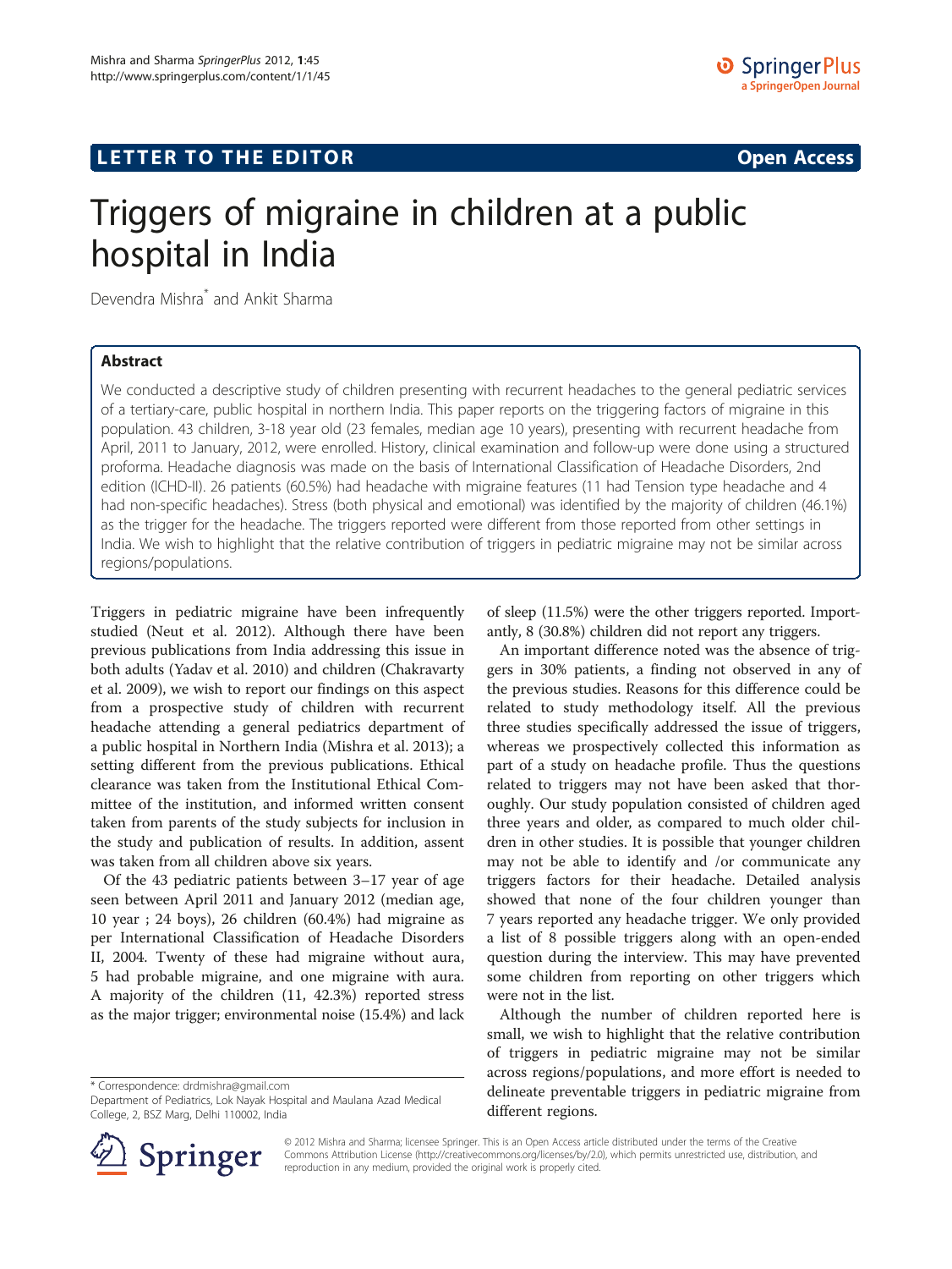**LETTER TO THE EDITOR** **Open Access**

# Triggers of migraine in children at a public hospital in India

Devendra Mishra* and Ankit Sharma

## Abstract

We conducted a descriptive study of children presenting with recurrent headaches to the general pediatric services of a tertiary-care, public hospital in northern India. This paper reports on the triggering factors of migraine in this population. 43 children, 3-18 year old (23 females, median age 10 years), presenting with recurrent headache from April, 2011 to January, 2012, were enrolled. History, clinical examination and follow-up were done using a structured proforma. Headache diagnosis was made on the basis of International Classification of Headache Disorders, 2nd edition (ICHD-II). 26 patients (60.5%) had headache with migraine features (11 had Tension type headache and 4 had non-specific headaches). Stress (both physical and emotional) was identified by the majority of children (46.1%) as the trigger for the headache. The triggers reported were different from those reported from other settings in India. We wish to highlight that the relative contribution of triggers in pediatric migraine may not be similar across regions/populations.

Triggers in pediatric migraine have been infrequently studied (Neut et al. 2012). Although there have been previous publications from India addressing this issue in both adults (Yadav et al. 2010) and children (Chakravarty et al. 2009), we wish to report our findings on this aspect from a prospective study of children with recurrent headache attending a general pediatrics department of a public hospital in Northern India (Mishra et al. 2013); a setting different from the previous publications. Ethical clearance was taken from the Institutional Ethical Committee of the institution, and informed written consent taken from parents of the study subjects for inclusion in the study and publication of results. In addition, assent was taken from all children above six years.

Of the 43 pediatric patients between 3–17 year of age seen between April 2011 and January 2012 (median age, 10 year ; 24 boys), 26 children (60.4%) had migraine as per International Classification of Headache Disorders II, 2004. Twenty of these had migraine without aura, 5 had probable migraine, and one migraine with aura. A majority of the children (11, 42.3%) reported stress as the major trigger; environmental noise (15.4%) and lack of sleep (11.5%) were the other triggers reported. Importantly, 8 (30.8%) children did not report any triggers.

An important difference noted was the absence of triggers in 30% patients, a finding not observed in any of the previous studies. Reasons for this difference could be related to study methodology itself. All the previous three studies specifically addressed the issue of triggers, whereas we prospectively collected this information as part of a study on headache profile. Thus the questions related to triggers may not have been asked that thoroughly. Our study population consisted of children aged three years and older, as compared to much older children in other studies. It is possible that younger children may not be able to identify and /or communicate any triggers factors for their headache. Detailed analysis showed that none of the four children younger than 7 years reported any headache trigger. We only provided a list of 8 possible triggers along with an open-ended question during the interview. This may have prevented some children from reporting on other triggers which were not in the list.

Although the number of children reported here is small, we wish to highlight that the relative contribution of triggers in pediatric migraine may not be similar across regions/populations, and more effort is needed to delineate preventable triggers in pediatric migraine from different regions.

\* Correspondence: drdmishra@gmail.com
Department of Pediatrics, Lok Nayak Hospital and Maulana Azad Medical College, 2, BSZ Marg, Delhi 110002, India

© 2012 Mishra and Sharma; licensee Springer. This is an Open Access article distributed under the terms of the Creative Commons Attribution License (http://creativecommons.org/licenses/by/2.0), which permits unrestricted use, distribution, and reproduction in any medium, provided the original work is properly cited.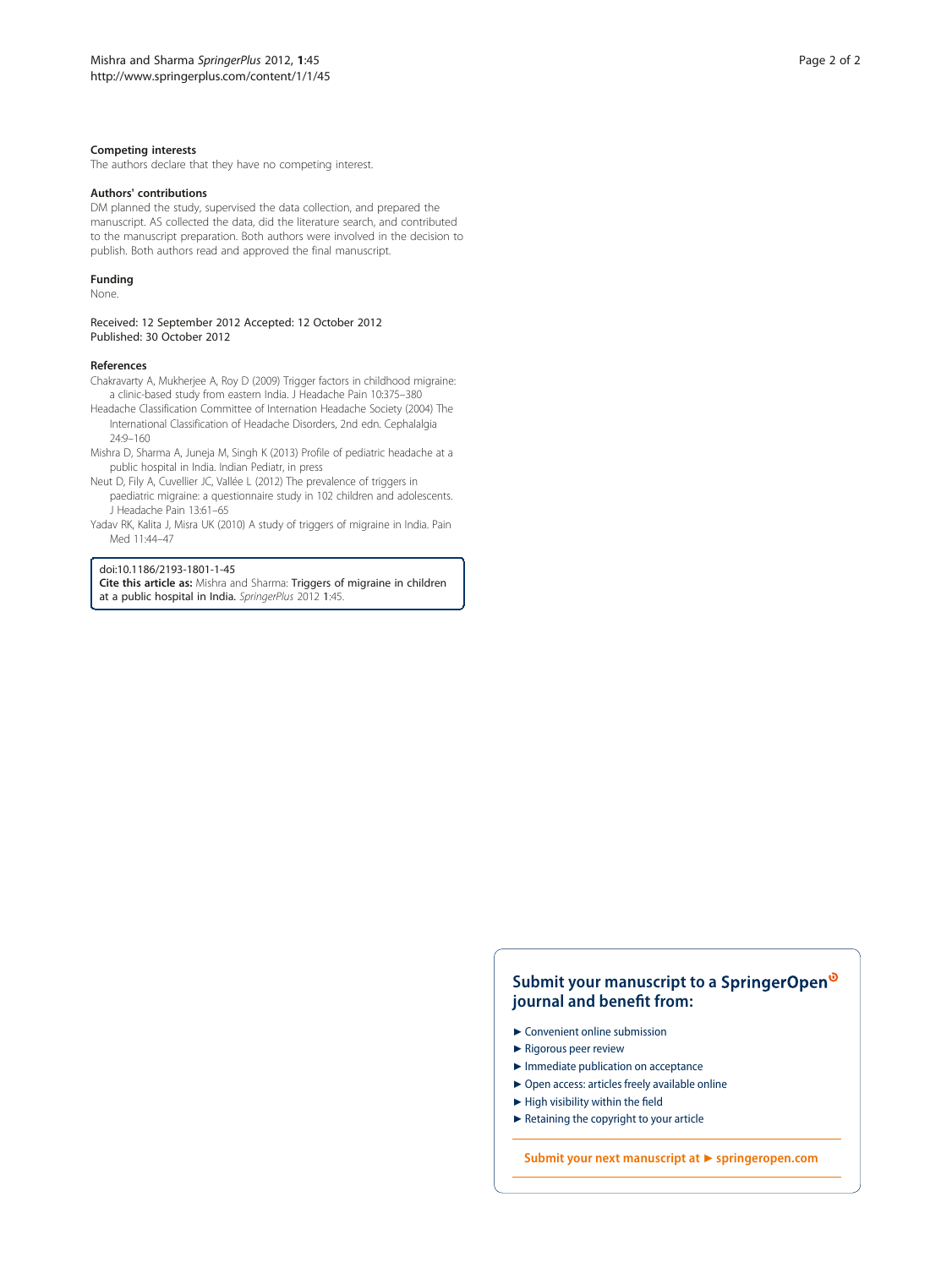### Competing interests

The authors declare that they have no competing interest.

### Authors' contributions

DM planned the study, supervised the data collection, and prepared the manuscript. AS collected the data, did the literature search, and contributed to the manuscript preparation. Both authors were involved in the decision to publish. Both authors read and approved the final manuscript.

### Funding

None.

Received: 12 September 2012 Accepted: 12 October 2012
Published: 30 October 2012

### References

Chakravarty A, Mukherjee A, Roy D (2009) Trigger factors in childhood migraine: a clinic-based study from eastern India. J Headache Pain 10:375–380

Headache Classification Committee of Internation Headache Society (2004) The International Classification of Headache Disorders, 2nd edn. Cephalalgia 24:9–160

Mishra D, Sharma A, Juneja M, Singh K (2013) Profile of pediatric headache at a public hospital in India. Indian Pediatr, in press

Neut D, Fily A, Cuvellier JC, Vallée L (2012) The prevalence of triggers in paediatric migraine: a questionnaire study in 102 children and adolescents. J Headache Pain 13:61–65

Yadav RK, Kalita J, Misra UK (2010) A study of triggers of migraine in India. Pain Med 11:44–47

doi:10.1186/2193-1801-1-45
**Cite this article as:** Mishra and Sharma: Triggers of migraine in children at a public hospital in India. *SpringerPlus* 2012 **1**:45.

**Submit your manuscript to a SpringerOpen journal and benefit from:**

- ► Convenient online submission
- ► Rigorous peer review
- ► Immediate publication on acceptance
- ► Open access: articles freely available online
- ► High visibility within the field
- ► Retaining the copyright to your article

**Submit your next manuscript at ► springeropen.com**